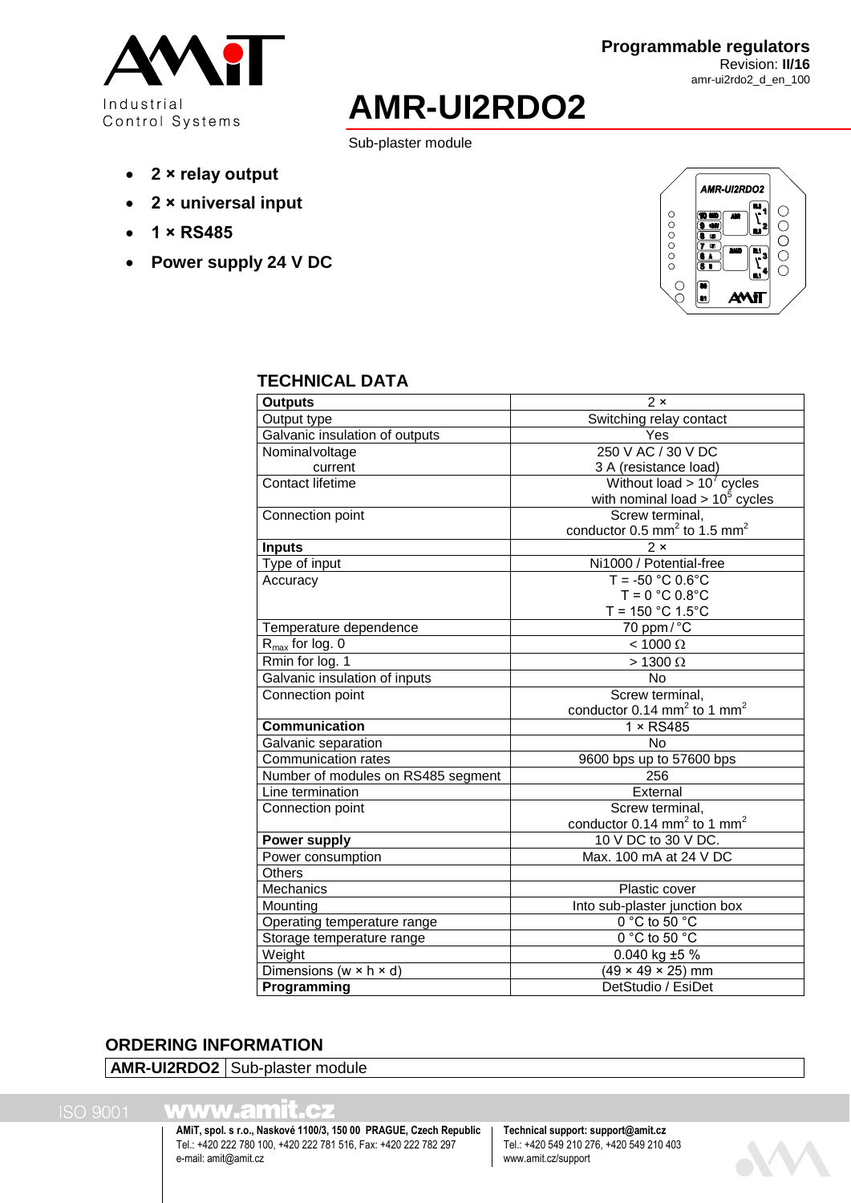**Programmable regulators**
Revision: **II/16**
amr-ui2rdo2_d_en_100

# AMR-UI2RDO2

Sub-plaster module

- **2 × relay output**
- **2 × universal input**
- **1 × RS485**
- **Power supply 24 V DC**

## TECHNICAL DATA

| **Outputs** | 2 × |
|---|---|
| Output type | Switching relay contact |
| Galvanic insulation of outputs | Yes |
| Nominal voltage<br>current | 250 V AC / 30 V DC<br>3 A (resistance load) |
| Contact lifetime | Without load > $10^7$ cycles<br>with nominal load > $10^5$ cycles |
| Connection point | Screw terminal,<br>conductor 0.5 $mm^2$ to 1.5 $mm^2$ |
| **Inputs** | 2 × |
| Type of input | Ni1000 / Potential-free |
| Accuracy | T = -50 °C 0.6°C<br>T = 0 °C 0.8°C<br>T = 150 °C 1.5°C |
| Temperature dependence | 70 ppm / °C |
| $R_{max}$ for log. 0 | < 1000 Ω |
| Rmin for log. 1 | > 1300 Ω |
| Galvanic insulation of inputs | No |
| Connection point | Screw terminal,<br>conductor 0.14 $mm^2$ to 1 $mm^2$ |
| **Communication** | 1 × RS485 |
| Galvanic separation | No |
| Communication rates | 9600 bps up to 57600 bps |
| Number of modules on RS485 segment | 256 |
| Line termination | External |
| Connection point | Screw terminal,<br>conductor 0.14 $mm^2$ to 1 $mm^2$ |
| **Power supply** | 10 V DC to 30 V DC. |
| Power consumption | Max. 100 mA at 24 V DC |
| Others | |
| Mechanics | Plastic cover |
| Mounting | Into sub-plaster junction box |
| Operating temperature range | 0 °C to 50 °C |
| Storage temperature range | 0 °C to 50 °C |
| Weight | 0.040 kg ±5 % |
| Dimensions (w × h × d) | (49 × 49 × 25) mm |
| **Programming** | DetStudio / EsiDet |

## ORDERING INFORMATION

| **AMR-UI2RDO2** | Sub-plaster module |
|---|---|

ISO 9001 www.amit.cz

**AMiT, spol. s r.o., Naskové 1100/3, 150 00 PRAGUE, Czech Republic**
Tel.: +420 222 780 100, +420 222 781 516, Fax: +420 222 782 297
e-mail: amit@amit.cz

**Technical support: support@amit.cz**
Tel.: +420 549 210 276, +420 549 210 403
www.amit.cz/support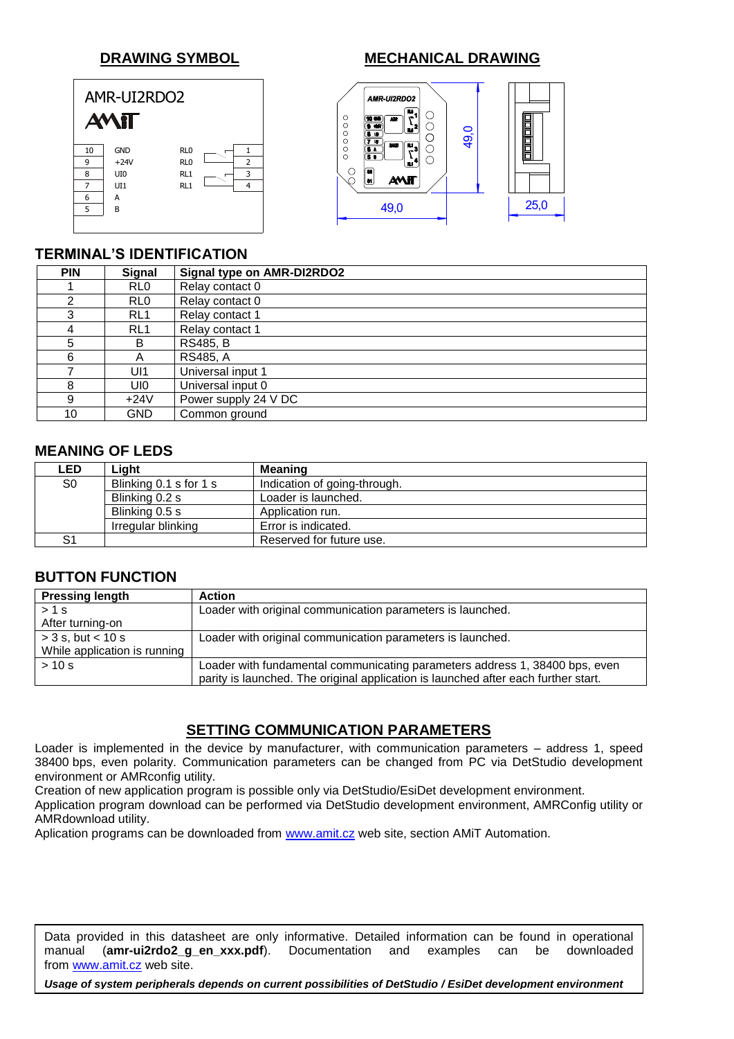## DRAWING SYMBOL

AMR-UI2RDO2

AMiT

| | | | |
|---|---|---|---|
| 10 | GND | RL0 | 1 |
| 9 | +24V | RL0 | 2 |
| 8 | UI0 | RL1 | 3 |
| 7 | UI1 | RL1 | 4 |
| 6 | A | | |
| 5 | B | | |

## MECHANICAL DRAWING

AMR-UI2RDO2

49,0

49,0

25,0

### TERMINAL'S IDENTIFICATION

| PIN | Signal | Signal type on AMR-DI2RDO2 |
|---|---|---|
| 1 | RL0 | Relay contact 0 |
| 2 | RL0 | Relay contact 0 |
| 3 | RL1 | Relay contact 1 |
| 4 | RL1 | Relay contact 1 |
| 5 | B | RS485, B |
| 6 | A | RS485, A |
| 7 | UI1 | Universal input 1 |
| 8 | UI0 | Universal input 0 |
| 9 | +24V | Power supply 24 V DC |
| 10 | GND | Common ground |

### MEANING OF LEDS

| LED | Light | Meaning |
|---|---|---|
| S0 | Blinking 0.1 s for 1 s | Indication of going-through. |
| | Blinking 0.2 s | Loader is launched. |
| | Blinking 0.5 s | Application run. |
| | Irregular blinking | Error is indicated. |
| S1 | | Reserved for future use. |

### BUTTON FUNCTION

| Pressing length | Action |
|---|---|
| > 1 s<br>After turning-on | Loader with original communication parameters is launched. |
| > 3 s, but < 10 s<br>While application is running | Loader with original communication parameters is launched. |
| > 10 s | Loader with fundamental communicating parameters address 1, 38400 bps, even parity is launched. The original application is launched after each further start. |

## SETTING COMMUNICATION PARAMETERS

Loader is implemented in the device by manufacturer, with communication parameters – address 1, speed 38400 bps, even polarity. Communication parameters can be changed from PC via DetStudio development environment or AMRconfig utility.

Creation of new application program is possible only via DetStudio/EsiDet development environment.

Application program download can be performed via DetStudio development environment, AMRConfig utility or AMRdownload utility.

Aplication programs can be downloaded from www.amit.cz web site, section AMiT Automation.

Data provided in this datasheet are only informative. Detailed information can be found in operational manual (**amr-ui2rdo2_g_en_xxx.pdf**). Documentation and examples can be downloaded from www.amit.cz web site.

***Usage of system peripherals depends on current possibilities of DetStudio / EsiDet development environment***